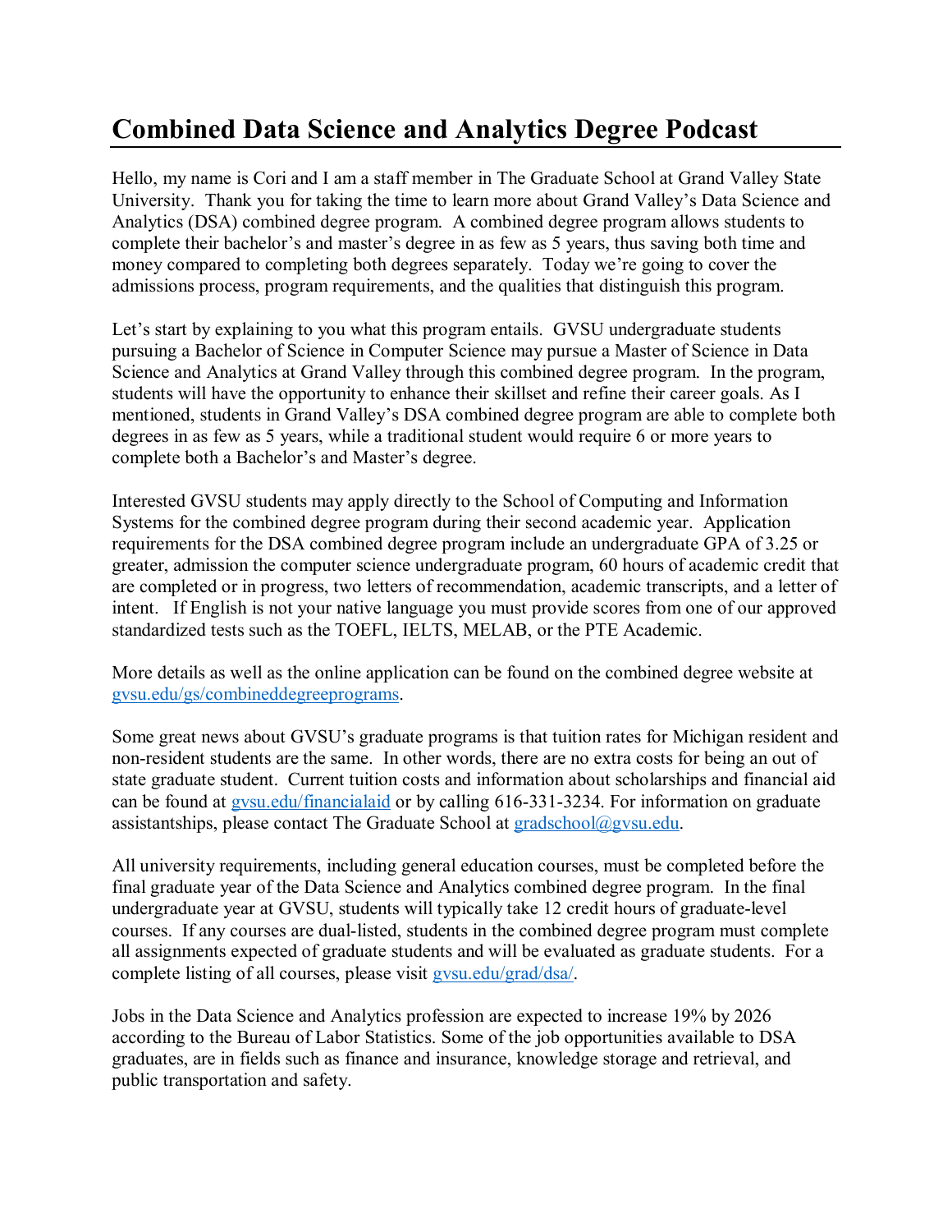# Combined Data Science and Analytics Degree Podcast

Hello, my name is Cori and I am a staff member in The Graduate School at Grand Valley State University. Thank you for taking the time to learn more about Grand Valley's Data Science and Analytics (DSA) combined degree program. A combined degree program allows students to complete their bachelor's and master's degree in as few as 5 years, thus saving both time and money compared to completing both degrees separately. Today we're going to cover the admissions process, program requirements, and the qualities that distinguish this program.

Let's start by explaining to you what this program entails. GVSU undergraduate students pursuing a Bachelor of Science in Computer Science may pursue a Master of Science in Data Science and Analytics at Grand Valley through this combined degree program. In the program, students will have the opportunity to enhance their skillset and refine their career goals. As I mentioned, students in Grand Valley's DSA combined degree program are able to complete both degrees in as few as 5 years, while a traditional student would require 6 or more years to complete both a Bachelor's and Master's degree.

Interested GVSU students may apply directly to the School of Computing and Information Systems for the combined degree program during their second academic year. Application requirements for the DSA combined degree program include an undergraduate GPA of 3.25 or greater, admission the computer science undergraduate program, 60 hours of academic credit that are completed or in progress, two letters of recommendation, academic transcripts, and a letter of intent. If English is not your native language you must provide scores from one of our approved standardized tests such as the TOEFL, IELTS, MELAB, or the PTE Academic.

More details as well as the online application can be found on the combined degree website at gvsu.edu/gs/combineddegreeprograms.

Some great news about GVSU's graduate programs is that tuition rates for Michigan resident and non-resident students are the same. In other words, there are no extra costs for being an out of state graduate student. Current tuition costs and information about scholarships and financial aid can be found at gvsu.edu/financialaid or by calling 616-331-3234. For information on graduate assistantships, please contact The Graduate School at gradschool@gvsu.edu.

All university requirements, including general education courses, must be completed before the final graduate year of the Data Science and Analytics combined degree program. In the final undergraduate year at GVSU, students will typically take 12 credit hours of graduate-level courses. If any courses are dual-listed, students in the combined degree program must complete all assignments expected of graduate students and will be evaluated as graduate students. For a complete listing of all courses, please visit gvsu.edu/grad/dsa/.

Jobs in the Data Science and Analytics profession are expected to increase 19% by 2026 according to the Bureau of Labor Statistics. Some of the job opportunities available to DSA graduates, are in fields such as finance and insurance, knowledge storage and retrieval, and public transportation and safety.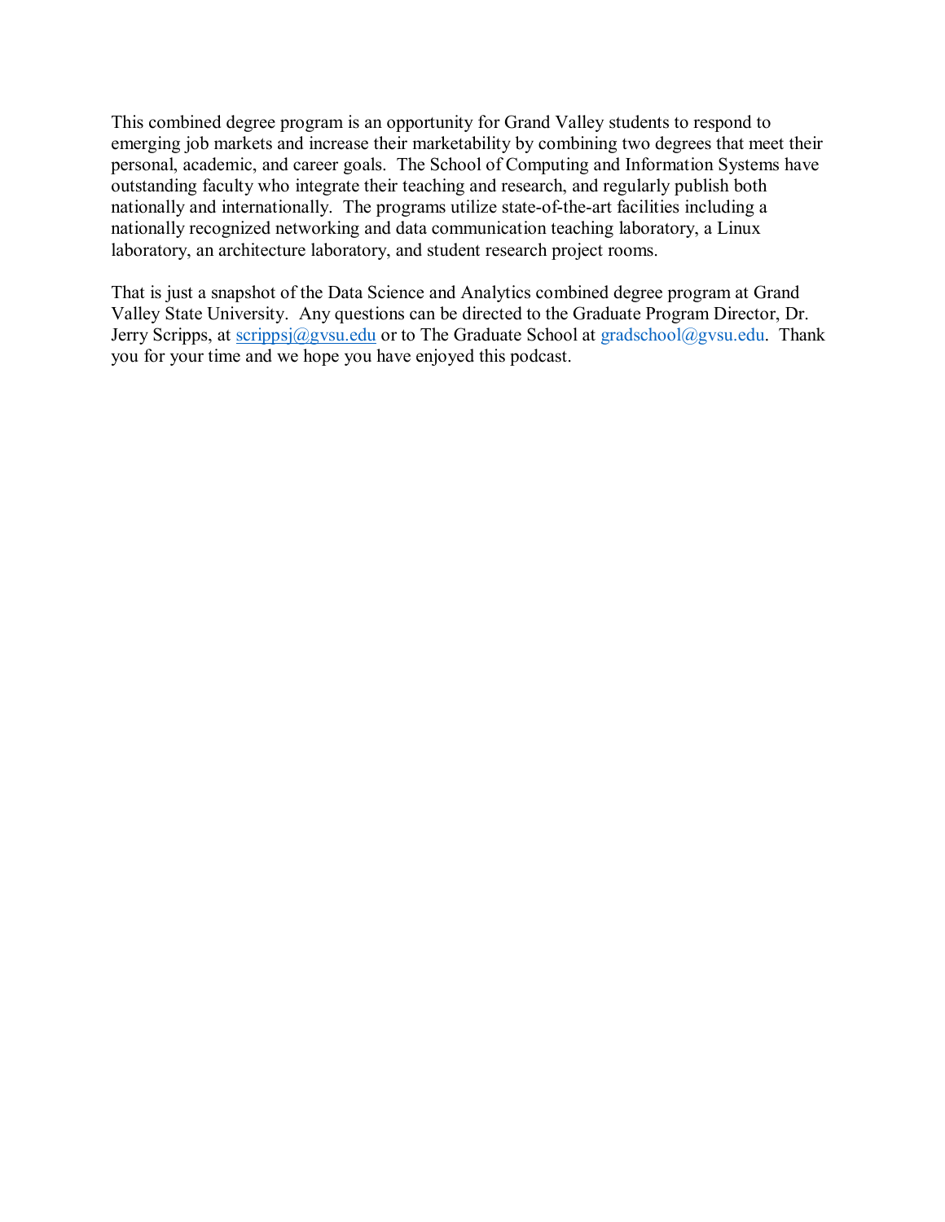This combined degree program is an opportunity for Grand Valley students to respond to emerging job markets and increase their marketability by combining two degrees that meet their personal, academic, and career goals. The School of Computing and Information Systems have outstanding faculty who integrate their teaching and research, and regularly publish both nationally and internationally. The programs utilize state-of-the-art facilities including a nationally recognized networking and data communication teaching laboratory, a Linux laboratory, an architecture laboratory, and student research project rooms.

That is just a snapshot of the Data Science and Analytics combined degree program at Grand Valley State University. Any questions can be directed to the Graduate Program Director, Dr. Jerry Scripps, at scrippsj@gvsu.edu or to The Graduate School at gradschool@gvsu.edu. Thank you for your time and we hope you have enjoyed this podcast.